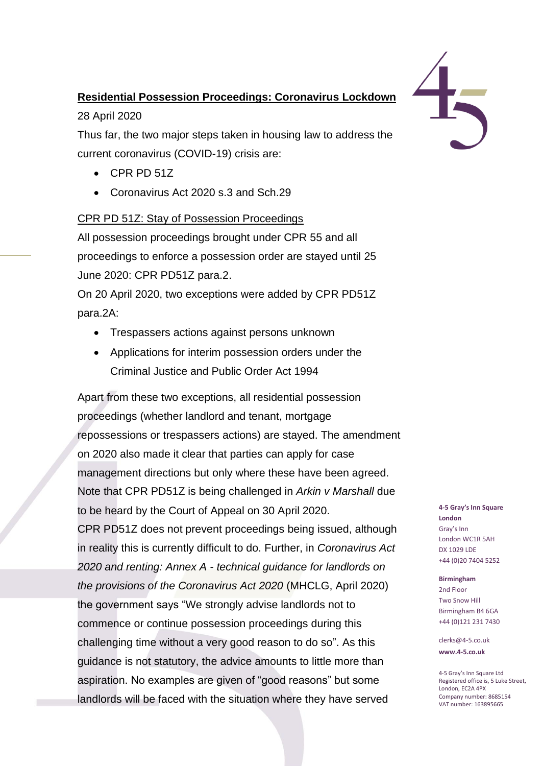## Residential Possession Proceedings: Coronavirus Lockdown

28 April 2020

Thus far, the two major steps taken in housing law to address the current coronavirus (COVID-19) crisis are:

- CPR PD 51Z
- Coronavirus Act 2020 s.3 and Sch.29

### CPR PD 51Z: Stay of Possession Proceedings

All possession proceedings brought under CPR 55 and all proceedings to enforce a possession order are stayed until 25 June 2020: CPR PD51Z para.2.

On 20 April 2020, two exceptions were added by CPR PD51Z para.2A:

- Trespassers actions against persons unknown
- Applications for interim possession orders under the Criminal Justice and Public Order Act 1994

Apart from these two exceptions, all residential possession proceedings (whether landlord and tenant, mortgage repossessions or trespassers actions) are stayed. The amendment on 2020 also made it clear that parties can apply for case management directions but only where these have been agreed. Note that CPR PD51Z is being challenged in *Arkin v Marshall* due to be heard by the Court of Appeal on 30 April 2020.

CPR PD51Z does not prevent proceedings being issued, although in reality this is currently difficult to do. Further, in *Coronavirus Act 2020 and renting: Annex A - technical guidance for landlords on the provisions of the Coronavirus Act 2020* (MHCLG, April 2020) the government says "We strongly advise landlords not to commence or continue possession proceedings during this challenging time without a very good reason to do so". As this guidance is not statutory, the advice amounts to little more than aspiration. No examples are given of "good reasons" but some landlords will be faced with the situation where they have served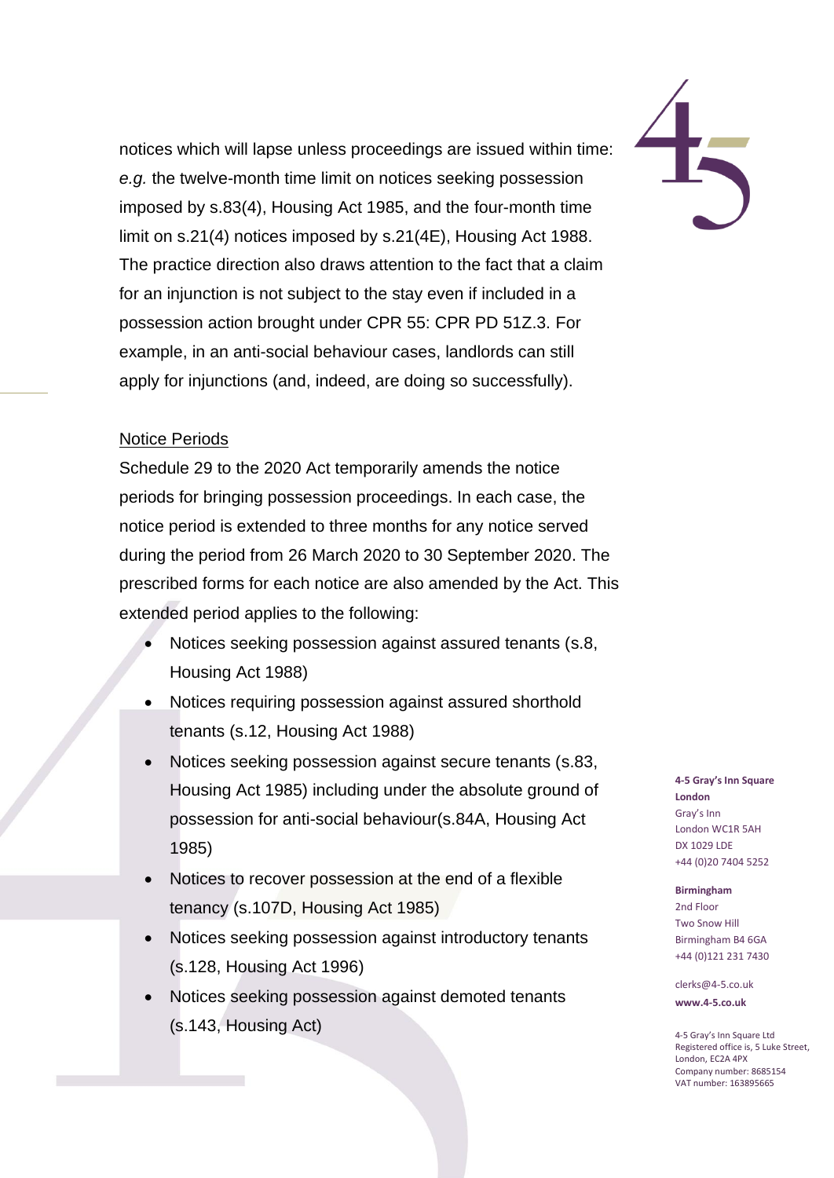notices which will lapse unless proceedings are issued within time: *e.g.* the twelve-month time limit on notices seeking possession imposed by s.83(4), Housing Act 1985, and the four-month time limit on s.21(4) notices imposed by s.21(4E), Housing Act 1988. The practice direction also draws attention to the fact that a claim for an injunction is not subject to the stay even if included in a possession action brought under CPR 55: CPR PD 51Z.3. For example, in an anti-social behaviour cases, landlords can still apply for injunctions (and, indeed, are doing so successfully).

<u>Notice Periods</u>

Schedule 29 to the 2020 Act temporarily amends the notice periods for bringing possession proceedings. In each case, the notice period is extended to three months for any notice served during the period from 26 March 2020 to 30 September 2020. The prescribed forms for each notice are also amended by the Act. This extended period applies to the following:

- Notices seeking possession against assured tenants (s.8, Housing Act 1988)
- Notices requiring possession against assured shorthold tenants (s.12, Housing Act 1988)
- Notices seeking possession against secure tenants (s.83, Housing Act 1985) including under the absolute ground of possession for anti-social behaviour(s.84A, Housing Act 1985)
- Notices to recover possession at the end of a flexible tenancy (s.107D, Housing Act 1985)
- Notices seeking possession against introductory tenants (s.128, Housing Act 1996)
- Notices seeking possession against demoted tenants (s.143, Housing Act)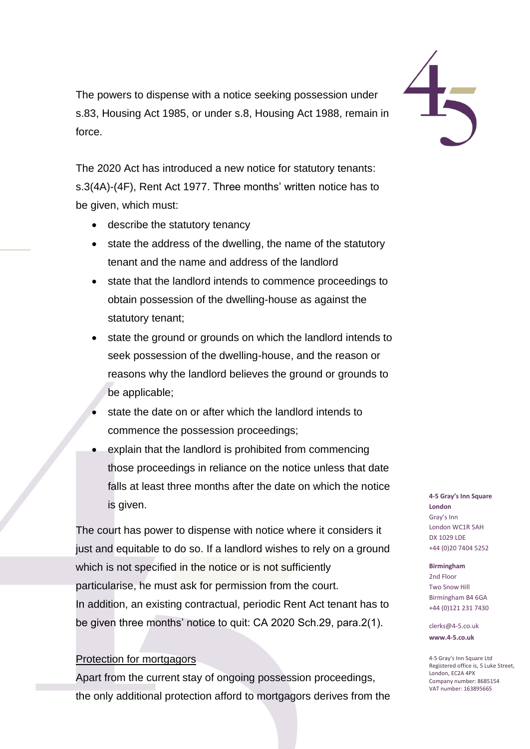The powers to dispense with a notice seeking possession under s.83, Housing Act 1985, or under s.8, Housing Act 1988, remain in force.

The 2020 Act has introduced a new notice for statutory tenants: s.3(4A)-(4F), Rent Act 1977. Three months' written notice has to be given, which must:

- describe the statutory tenancy
- state the address of the dwelling, the name of the statutory tenant and the name and address of the landlord
- state that the landlord intends to commence proceedings to obtain possession of the dwelling-house as against the statutory tenant;
- state the ground or grounds on which the landlord intends to seek possession of the dwelling-house, and the reason or reasons why the landlord believes the ground or grounds to be applicable;
- state the date on or after which the landlord intends to commence the possession proceedings;
- explain that the landlord is prohibited from commencing those proceedings in reliance on the notice unless that date falls at least three months after the date on which the notice is given.

The court has power to dispense with notice where it considers it just and equitable to do so. If a landlord wishes to rely on a ground which is not specified in the notice or is not sufficiently particularise, he must ask for permission from the court.
In addition, an existing contractual, periodic Rent Act tenant has to be given three months' notice to quit: CA 2020 Sch.29, para.2(1).

<u>Protection for mortgagors</u>

Apart from the current stay of ongoing possession proceedings, the only additional protection afford to mortgagors derives from the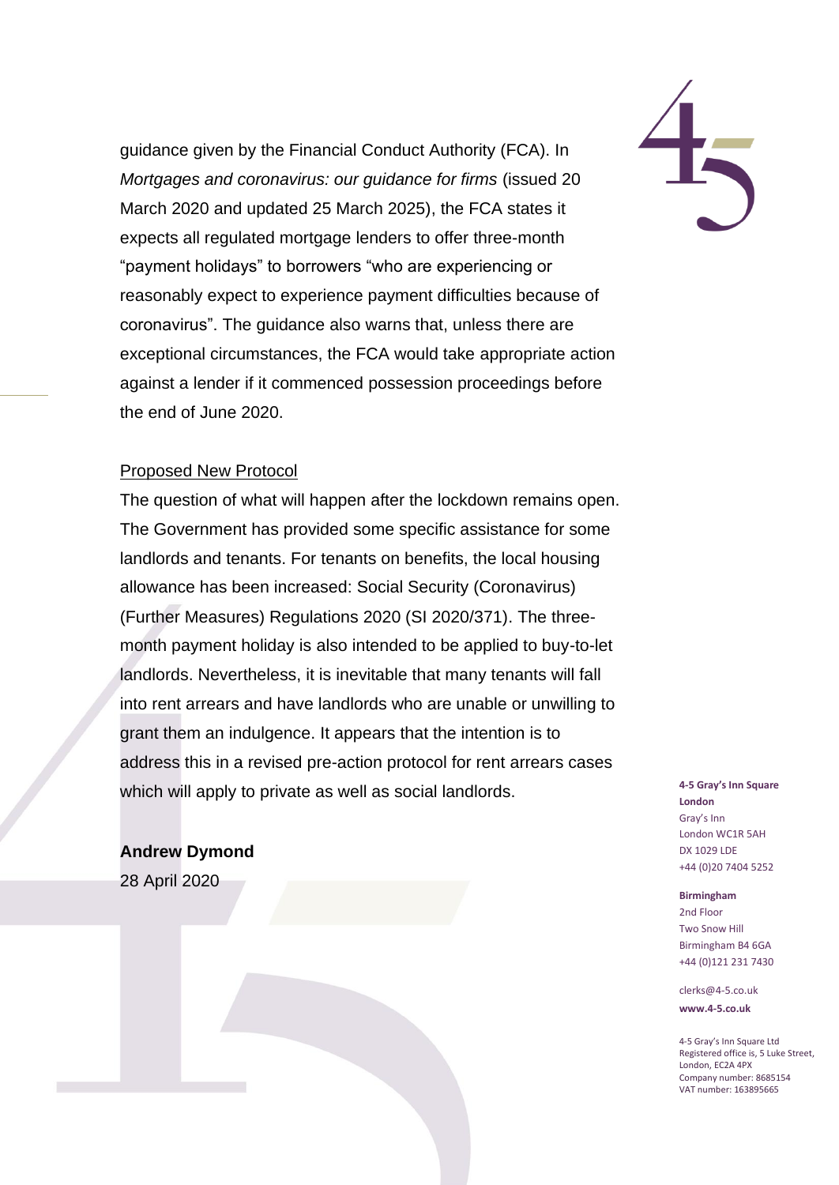guidance given by the Financial Conduct Authority (FCA). In *Mortgages and coronavirus: our guidance for firms* (issued 20 March 2020 and updated 25 March 2025), the FCA states it expects all regulated mortgage lenders to offer three-month "payment holidays" to borrowers "who are experiencing or reasonably expect to experience payment difficulties because of coronavirus". The guidance also warns that, unless there are exceptional circumstances, the FCA would take appropriate action against a lender if it commenced possession proceedings before the end of June 2020.

<u>Proposed New Protocol</u>

The question of what will happen after the lockdown remains open. The Government has provided some specific assistance for some landlords and tenants. For tenants on benefits, the local housing allowance has been increased: Social Security (Coronavirus) (Further Measures) Regulations 2020 (SI 2020/371). The three-month payment holiday is also intended to be applied to buy-to-let landlords. Nevertheless, it is inevitable that many tenants will fall into rent arrears and have landlords who are unable or unwilling to grant them an indulgence. It appears that the intention is to address this in a revised pre-action protocol for rent arrears cases which will apply to private as well as social landlords.

**Andrew Dymond**
28 April 2020

**4-5 Gray's Inn Square London**
Gray's Inn
London WC1R 5AH
DX 1029 LDE
+44 (0)20 7404 5252

**Birmingham**
2nd Floor
Two Snow Hill
Birmingham B4 6GA
+44 (0)121 231 7430

clerks@4-5.co.uk
**www.4-5.co.uk**

4-5 Gray's Inn Square Ltd
Registered office is, 5 Luke Street, London, EC2A 4PX
Company number: 8685154
VAT number: 163895665